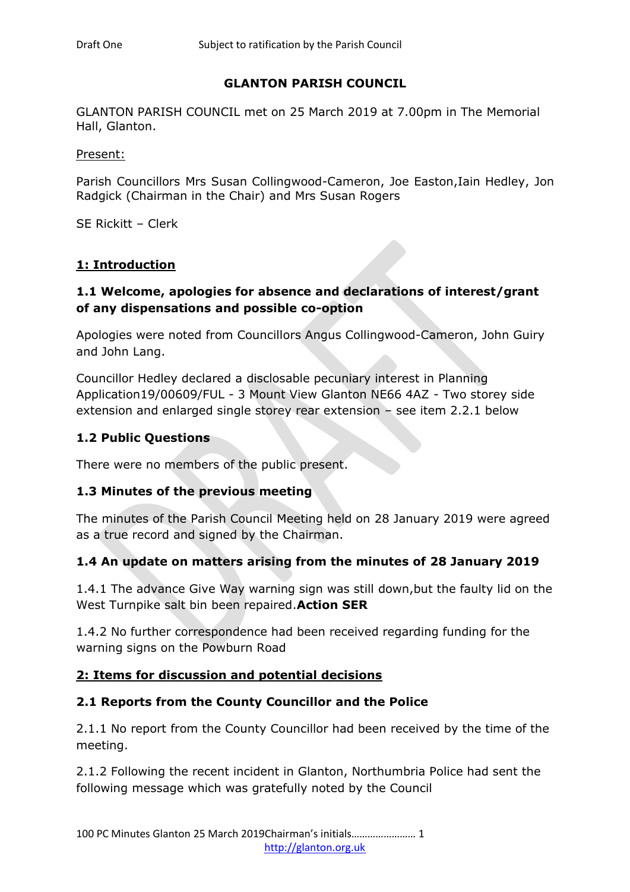Draft One Subject to ratification by the Parish Council

# GLANTON PARISH COUNCIL

GLANTON PARISH COUNCIL met on 25 March 2019 at 7.00pm in The Memorial Hall, Glanton.

Present:

Parish Councillors Mrs Susan Collingwood-Cameron, Joe Easton,Iain Hedley, Jon Radgick (Chairman in the Chair) and Mrs Susan Rogers

SE Rickitt – Clerk

## 1: Introduction

### 1.1 Welcome, apologies for absence and declarations of interest/grant of any dispensations and possible co-option

Apologies were noted from Councillors Angus Collingwood-Cameron, John Guiry and John Lang.

Councillor Hedley declared a disclosable pecuniary interest in Planning Application19/00609/FUL - 3 Mount View Glanton NE66 4AZ - Two storey side extension and enlarged single storey rear extension – see item 2.2.1 below

### 1.2 Public Questions

There were no members of the public present.

### 1.3 Minutes of the previous meeting

The minutes of the Parish Council Meeting held on 28 January 2019 were agreed as a true record and signed by the Chairman.

### 1.4 An update on matters arising from the minutes of 28 January 2019

1.4.1 The advance Give Way warning sign was still down,but the faulty lid on the West Turnpike salt bin been repaired.**Action SER**

1.4.2 No further correspondence had been received regarding funding for the warning signs on the Powburn Road

## 2: Items for discussion and potential decisions

### 2.1 Reports from the County Councillor and the Police

2.1.1 No report from the County Councillor had been received by the time of the meeting.

2.1.2 Following the recent incident in Glanton, Northumbria Police had sent the following message which was gratefully noted by the Council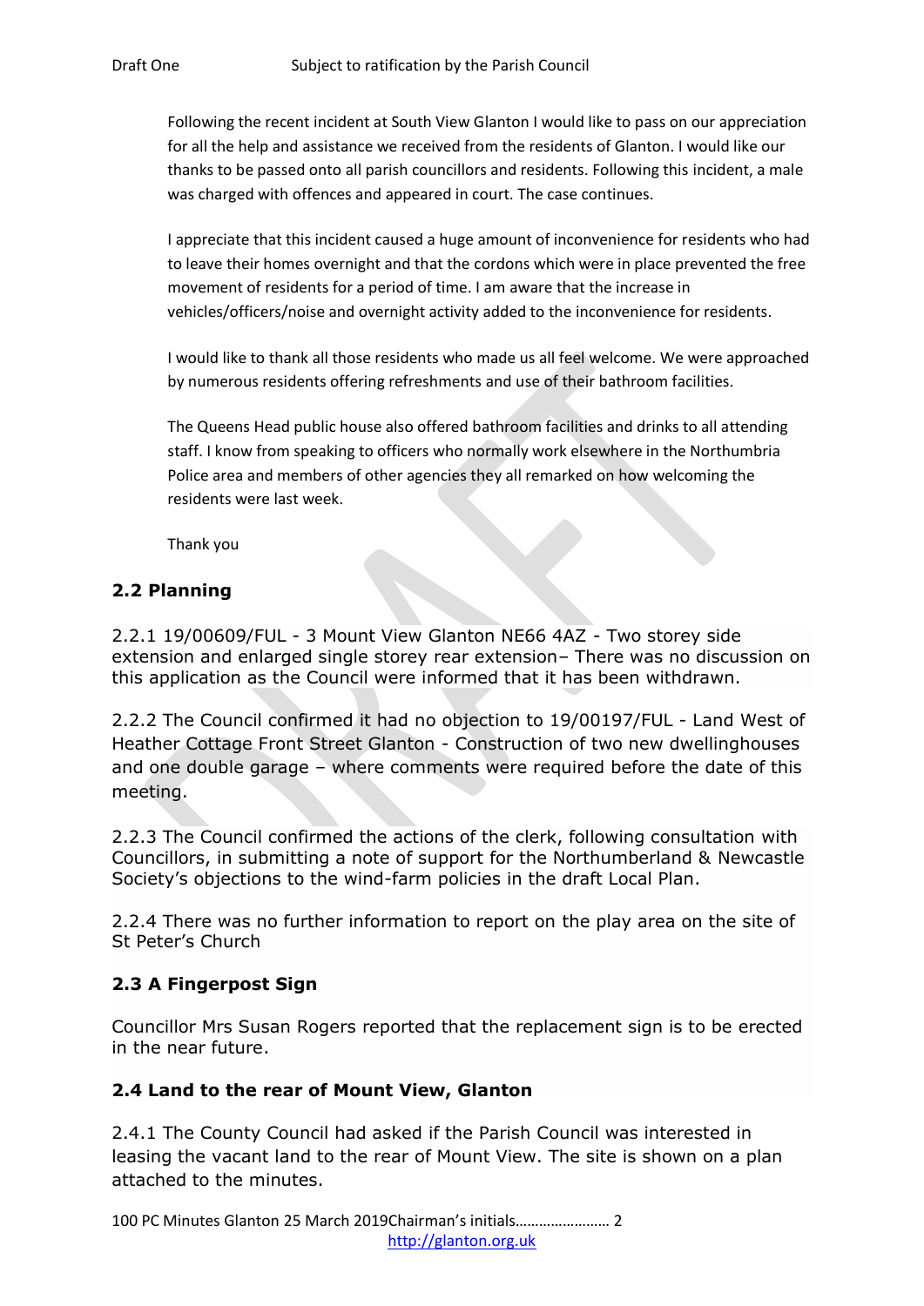Following the recent incident at South View Glanton I would like to pass on our appreciation for all the help and assistance we received from the residents of Glanton. I would like our thanks to be passed onto all parish councillors and residents. Following this incident, a male was charged with offences and appeared in court. The case continues.

I appreciate that this incident caused a huge amount of inconvenience for residents who had to leave their homes overnight and that the cordons which were in place prevented the free movement of residents for a period of time. I am aware that the increase in vehicles/officers/noise and overnight activity added to the inconvenience for residents.

I would like to thank all those residents who made us all feel welcome. We were approached by numerous residents offering refreshments and use of their bathroom facilities.

The Queens Head public house also offered bathroom facilities and drinks to all attending staff. I know from speaking to officers who normally work elsewhere in the Northumbria Police area and members of other agencies they all remarked on how welcoming the residents were last week.

Thank you

## 2.2 Planning

2.2.1 19/00609/FUL - 3 Mount View Glanton NE66 4AZ - Two storey side extension and enlarged single storey rear extension– There was no discussion on this application as the Council were informed that it has been withdrawn.

2.2.2 The Council confirmed it had no objection to 19/00197/FUL - Land West of Heather Cottage Front Street Glanton - Construction of two new dwellinghouses and one double garage – where comments were required before the date of this meeting.

2.2.3 The Council confirmed the actions of the clerk, following consultation with Councillors, in submitting a note of support for the Northumberland & Newcastle Society's objections to the wind-farm policies in the draft Local Plan.

2.2.4 There was no further information to report on the play area on the site of St Peter's Church

## 2.3 A Fingerpost Sign

Councillor Mrs Susan Rogers reported that the replacement sign is to be erected in the near future.

## 2.4 Land to the rear of Mount View, Glanton

2.4.1 The County Council had asked if the Parish Council was interested in leasing the vacant land to the rear of Mount View. The site is shown on a plan attached to the minutes.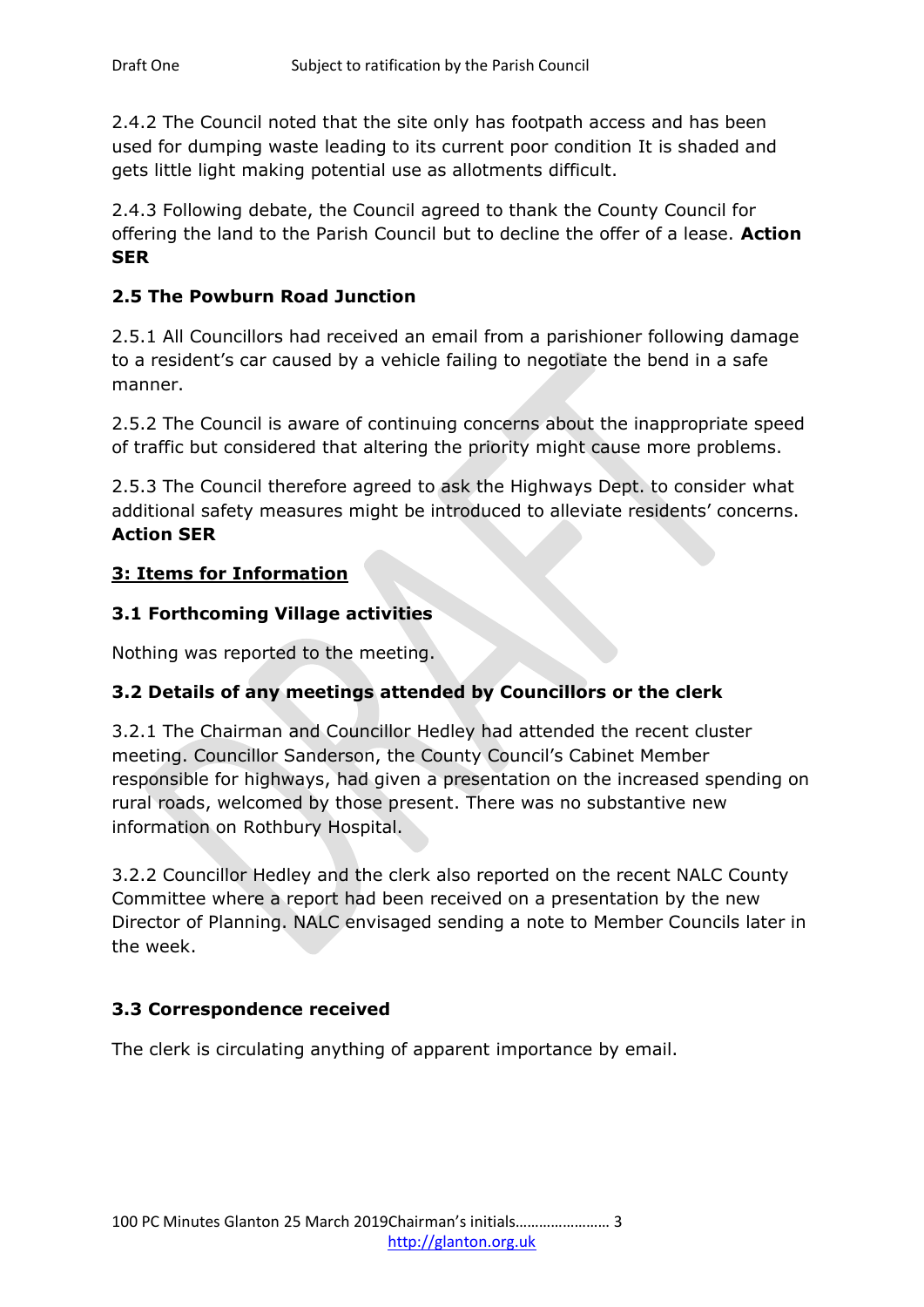2.4.2 The Council noted that the site only has footpath access and has been used for dumping waste leading to its current poor condition It is shaded and gets little light making potential use as allotments difficult.

2.4.3 Following debate, the Council agreed to thank the County Council for offering the land to the Parish Council but to decline the offer of a lease. **Action SER**

**2.5 The Powburn Road Junction**

2.5.1 All Councillors had received an email from a parishioner following damage to a resident's car caused by a vehicle failing to negotiate the bend in a safe manner.

2.5.2 The Council is aware of continuing concerns about the inappropriate speed of traffic but considered that altering the priority might cause more problems.

2.5.3 The Council therefore agreed to ask the Highways Dept. to consider what additional safety measures might be introduced to alleviate residents' concerns. **Action SER**

## 3: Items for Information

**3.1 Forthcoming Village activities**

Nothing was reported to the meeting.

**3.2 Details of any meetings attended by Councillors or the clerk**

3.2.1 The Chairman and Councillor Hedley had attended the recent cluster meeting. Councillor Sanderson, the County Council's Cabinet Member responsible for highways, had given a presentation on the increased spending on rural roads, welcomed by those present. There was no substantive new information on Rothbury Hospital.

3.2.2 Councillor Hedley and the clerk also reported on the recent NALC County Committee where a report had been received on a presentation by the new Director of Planning. NALC envisaged sending a note to Member Councils later in the week.

**3.3 Correspondence received**

The clerk is circulating anything of apparent importance by email.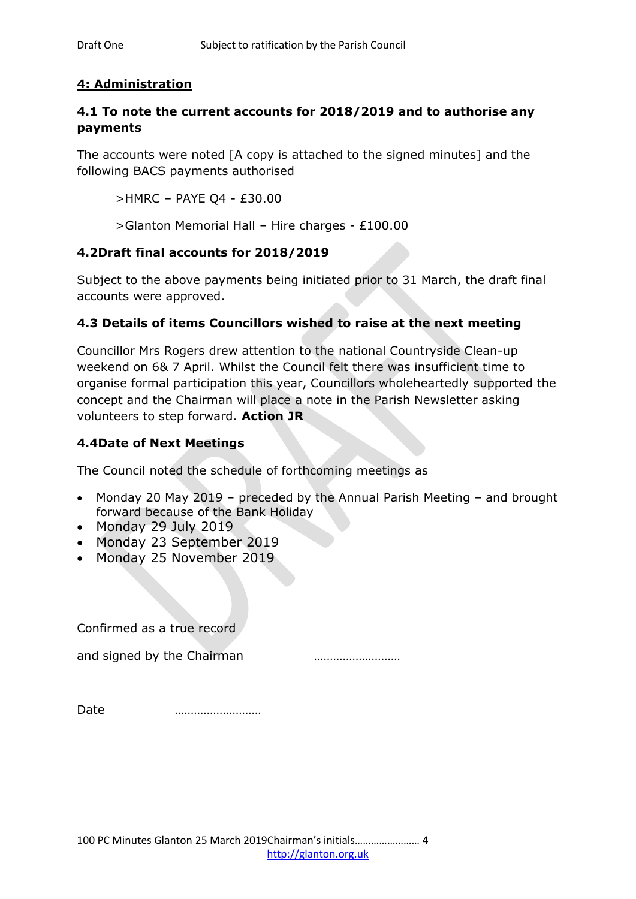## 4: Administration

### 4.1 To note the current accounts for 2018/2019 and to authorise any payments

The accounts were noted [A copy is attached to the signed minutes] and the following BACS payments authorised

>HMRC – PAYE Q4 - £30.00

>Glanton Memorial Hall – Hire charges - £100.00

### 4.2Draft final accounts for 2018/2019

Subject to the above payments being initiated prior to 31 March, the draft final accounts were approved.

### 4.3 Details of items Councillors wished to raise at the next meeting

Councillor Mrs Rogers drew attention to the national Countryside Clean-up weekend on 6& 7 April. Whilst the Council felt there was insufficient time to organise formal participation this year, Councillors wholeheartedly supported the concept and the Chairman will place a note in the Parish Newsletter asking volunteers to step forward. **Action JR**

### 4.4Date of Next Meetings

The Council noted the schedule of forthcoming meetings as

- Monday 20 May 2019 – preceded by the Annual Parish Meeting – and brought forward because of the Bank Holiday
- Monday 29 July 2019
- Monday 23 September 2019
- Monday 25 November 2019

Confirmed as a true record

and signed by the Chairman ……………………..

Date ……………………..